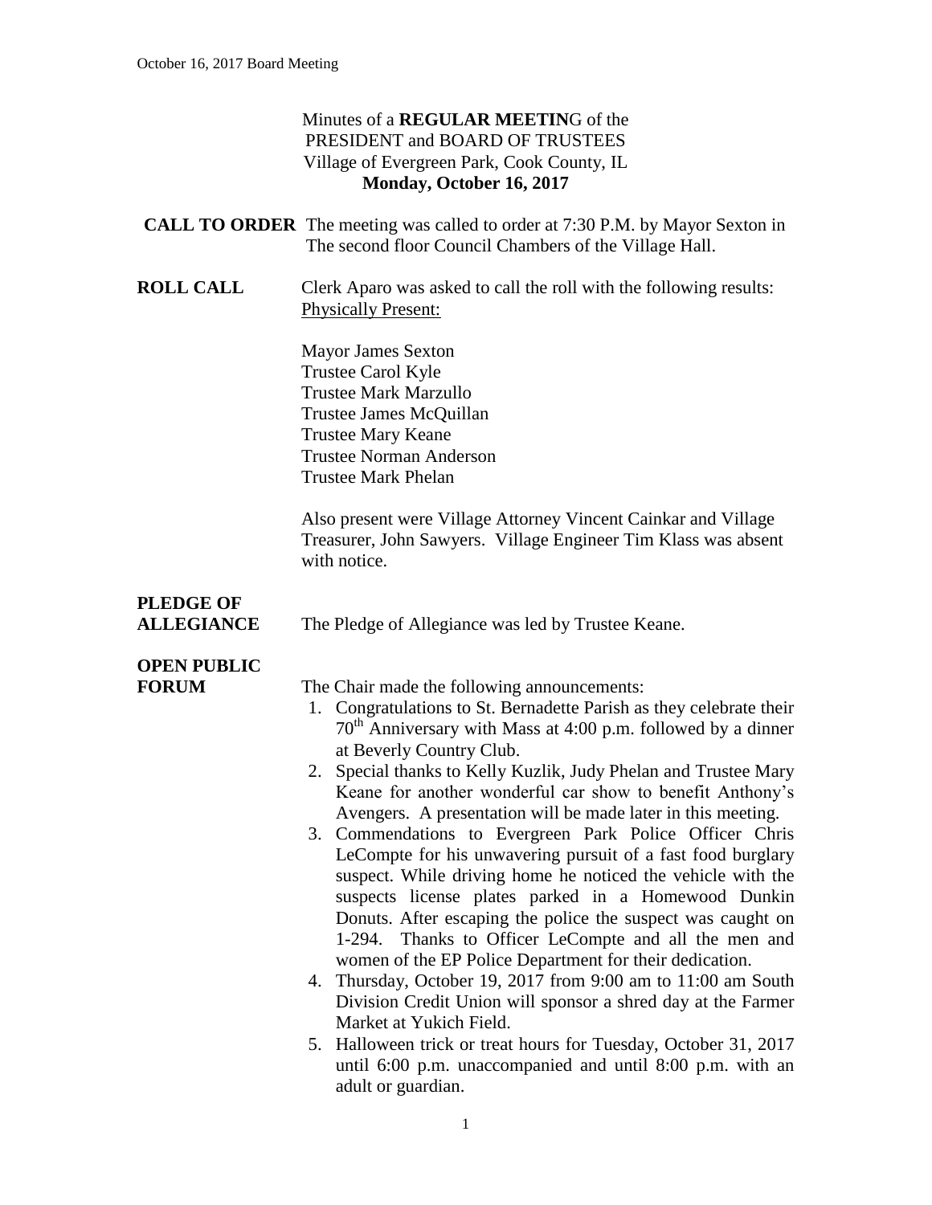Minutes of a **REGULAR MEETIN**G of the
PRESIDENT and BOARD OF TRUSTEES
Village of Evergreen Park, Cook County, IL
**Monday, October 16, 2017**

**CALL TO ORDER** The meeting was called to order at 7:30 P.M. by Mayor Sexton in The second floor Council Chambers of the Village Hall.

**ROLL CALL** Clerk Aparo was asked to call the roll with the following results:
Physically Present:

Mayor James Sexton
Trustee Carol Kyle
Trustee Mark Marzullo
Trustee James McQuillan
Trustee Mary Keane
Trustee Norman Anderson
Trustee Mark Phelan

Also present were Village Attorney Vincent Cainkar and Village Treasurer, John Sawyers. Village Engineer Tim Klass was absent with notice.

**PLEDGE OF ALLEGIANCE** The Pledge of Allegiance was led by Trustee Keane.

**OPEN PUBLIC FORUM** The Chair made the following announcements:

1. Congratulations to St. Bernadette Parish as they celebrate their 70th Anniversary with Mass at 4:00 p.m. followed by a dinner at Beverly Country Club.
2. Special thanks to Kelly Kuzlik, Judy Phelan and Trustee Mary Keane for another wonderful car show to benefit Anthony's Avengers. A presentation will be made later in this meeting.
3. Commendations to Evergreen Park Police Officer Chris LeCompte for his unwavering pursuit of a fast food burglary suspect. While driving home he noticed the vehicle with the suspects license plates parked in a Homewood Dunkin Donuts. After escaping the police the suspect was caught on 1-294. Thanks to Officer LeCompte and all the men and women of the EP Police Department for their dedication.
4. Thursday, October 19, 2017 from 9:00 am to 11:00 am South Division Credit Union will sponsor a shred day at the Farmer Market at Yukich Field.
5. Halloween trick or treat hours for Tuesday, October 31, 2017 until 6:00 p.m. unaccompanied and until 8:00 p.m. with an adult or guardian.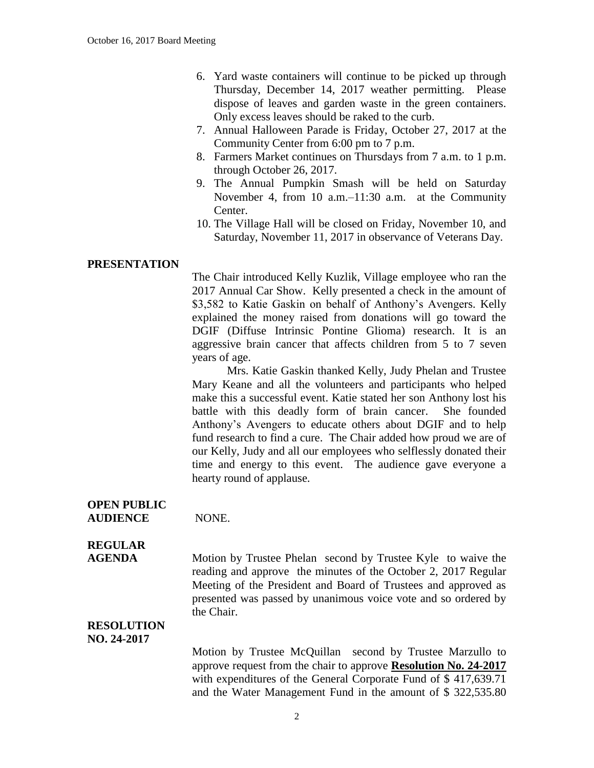6. Yard waste containers will continue to be picked up through Thursday, December 14, 2017 weather permitting. Please dispose of leaves and garden waste in the green containers. Only excess leaves should be raked to the curb.
7. Annual Halloween Parade is Friday, October 27, 2017 at the Community Center from 6:00 pm to 7 p.m.
8. Farmers Market continues on Thursdays from 7 a.m. to 1 p.m. through October 26, 2017.
9. The Annual Pumpkin Smash will be held on Saturday November 4, from 10 a.m.–11:30 a.m. at the Community Center.
10. The Village Hall will be closed on Friday, November 10, and Saturday, November 11, 2017 in observance of Veterans Day.

**PRESENTATION**

The Chair introduced Kelly Kuzlik, Village employee who ran the 2017 Annual Car Show. Kelly presented a check in the amount of $3,582 to Katie Gaskin on behalf of Anthony's Avengers. Kelly explained the money raised from donations will go toward the DGIF (Diffuse Intrinsic Pontine Glioma) research. It is an aggressive brain cancer that affects children from 5 to 7 seven years of age.

Mrs. Katie Gaskin thanked Kelly, Judy Phelan and Trustee Mary Keane and all the volunteers and participants who helped make this a successful event. Katie stated her son Anthony lost his battle with this deadly form of brain cancer. She founded Anthony's Avengers to educate others about DGIF and to help fund research to find a cure. The Chair added how proud we are of our Kelly, Judy and all our employees who selflessly donated their time and energy to this event. The audience gave everyone a hearty round of applause.

**OPEN PUBLIC AUDIENCE** NONE.

**REGULAR AGENDA**

Motion by Trustee Phelan second by Trustee Kyle to waive the reading and approve the minutes of the October 2, 2017 Regular Meeting of the President and Board of Trustees and approved as presented was passed by unanimous voice vote and so ordered by the Chair.

**RESOLUTION NO. 24-2017**

Motion by Trustee McQuillan second by Trustee Marzullo to approve request from the chair to approve **Resolution No. 24-2017** with expenditures of the General Corporate Fund of $ 417,639.71 and the Water Management Fund in the amount of $ 322,535.80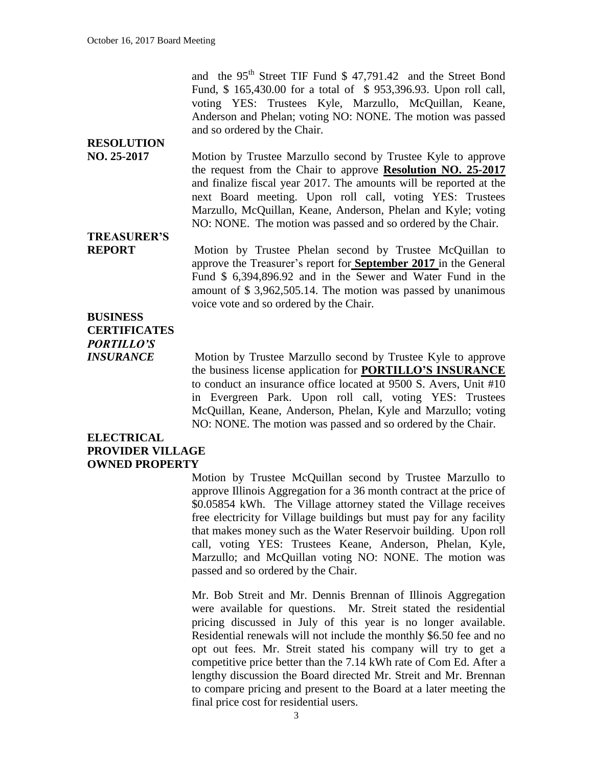and the 95th Street TIF Fund $ 47,791.42 and the Street Bond Fund, $ 165,430.00 for a total of $ 953,396.93. Upon roll call, voting YES: Trustees Kyle, Marzullo, McQuillan, Keane, Anderson and Phelan; voting NO: NONE. The motion was passed and so ordered by the Chair.

**RESOLUTION NO. 25-2017**

Motion by Trustee Marzullo second by Trustee Kyle to approve the request from the Chair to approve **Resolution NO. 25-2017** and finalize fiscal year 2017. The amounts will be reported at the next Board meeting. Upon roll call, voting YES: Trustees Marzullo, McQuillan, Keane, Anderson, Phelan and Kyle; voting NO: NONE. The motion was passed and so ordered by the Chair.

**TREASURER'S REPORT**

Motion by Trustee Phelan second by Trustee McQuillan to approve the Treasurer's report for **September 2017** in the General Fund $ 6,394,896.92 and in the Sewer and Water Fund in the amount of $ 3,962,505.14. The motion was passed by unanimous voice vote and so ordered by the Chair.

**BUSINESS CERTIFICATES**

***PORTILLO'S INSURANCE***

Motion by Trustee Marzullo second by Trustee Kyle to approve the business license application for **PORTILLO'S INSURANCE** to conduct an insurance office located at 9500 S. Avers, Unit #10 in Evergreen Park. Upon roll call, voting YES: Trustees McQuillan, Keane, Anderson, Phelan, Kyle and Marzullo; voting NO: NONE. The motion was passed and so ordered by the Chair.

**ELECTRICAL PROVIDER VILLAGE OWNED PROPERTY**

Motion by Trustee McQuillan second by Trustee Marzullo to approve Illinois Aggregation for a 36 month contract at the price of $0.05854 kWh. The Village attorney stated the Village receives free electricity for Village buildings but must pay for any facility that makes money such as the Water Reservoir building. Upon roll call, voting YES: Trustees Keane, Anderson, Phelan, Kyle, Marzullo; and McQuillan voting NO: NONE. The motion was passed and so ordered by the Chair.

Mr. Bob Streit and Mr. Dennis Brennan of Illinois Aggregation were available for questions. Mr. Streit stated the residential pricing discussed in July of this year is no longer available. Residential renewals will not include the monthly $6.50 fee and no opt out fees. Mr. Streit stated his company will try to get a competitive price better than the 7.14 kWh rate of Com Ed. After a lengthy discussion the Board directed Mr. Streit and Mr. Brennan to compare pricing and present to the Board at a later meeting the final price cost for residential users.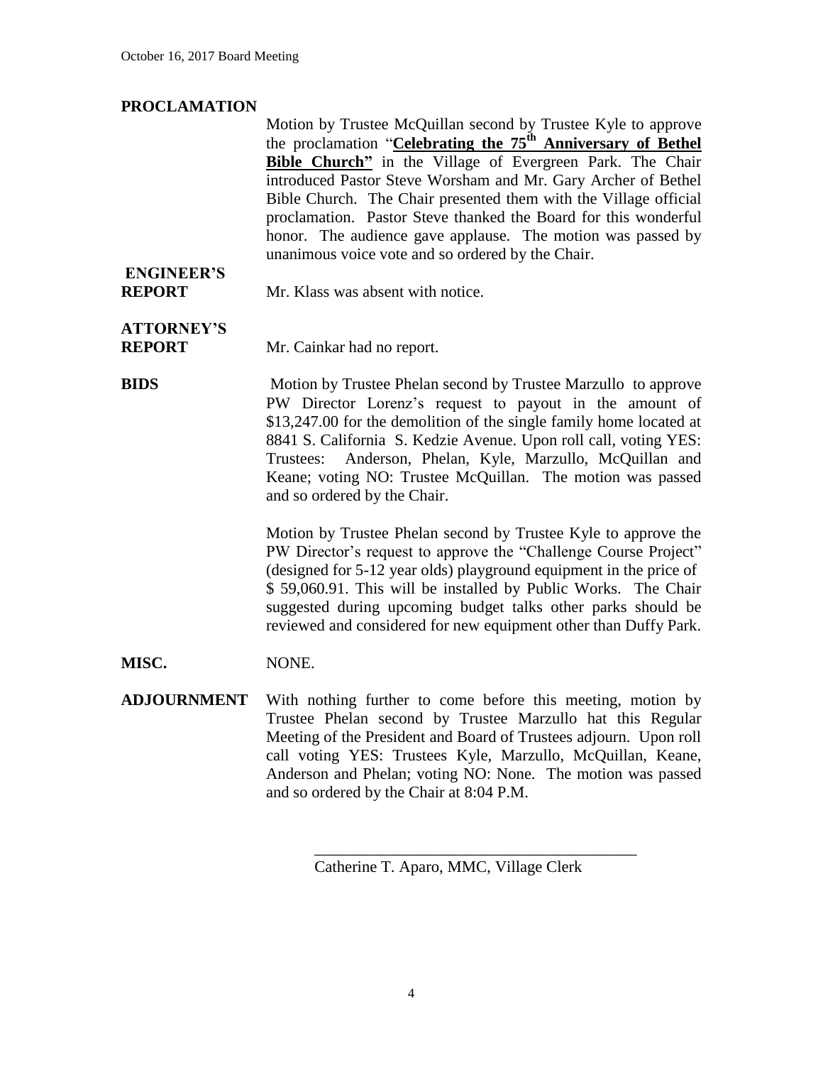**PROCLAMATION**

Motion by Trustee McQuillan second by Trustee Kyle to approve the proclamation "**<u>Celebrating the 75th Anniversary of Bethel Bible Church"</u>** in the Village of Evergreen Park. The Chair introduced Pastor Steve Worsham and Mr. Gary Archer of Bethel Bible Church. The Chair presented them with the Village official proclamation. Pastor Steve thanked the Board for this wonderful honor. The audience gave applause. The motion was passed by unanimous voice vote and so ordered by the Chair.

**ENGINEER'S REPORT**

Mr. Klass was absent with notice.

**ATTORNEY'S REPORT**

Mr. Cainkar had no report.

**BIDS**

Motion by Trustee Phelan second by Trustee Marzullo to approve PW Director Lorenz's request to payout in the amount of $13,247.00 for the demolition of the single family home located at 8841 S. California S. Kedzie Avenue. Upon roll call, voting YES: Trustees: Anderson, Phelan, Kyle, Marzullo, McQuillan and Keane; voting NO: Trustee McQuillan. The motion was passed and so ordered by the Chair.

Motion by Trustee Phelan second by Trustee Kyle to approve the PW Director's request to approve the "Challenge Course Project" (designed for 5-12 year olds) playground equipment in the price of $ 59,060.91. This will be installed by Public Works. The Chair suggested during upcoming budget talks other parks should be reviewed and considered for new equipment other than Duffy Park.

**MISC.**

NONE.

**ADJOURNMENT**

With nothing further to come before this meeting, motion by Trustee Phelan second by Trustee Marzullo hat this Regular Meeting of the President and Board of Trustees adjourn. Upon roll call voting YES: Trustees Kyle, Marzullo, McQuillan, Keane, Anderson and Phelan; voting NO: None. The motion was passed and so ordered by the Chair at 8:04 P.M.

\_\_\_\_\_\_\_\_\_\_\_\_\_\_\_\_\_\_\_\_\_\_\_\_\_\_\_\_\_\_\_\_\_\_\_\_\_\_\_\_

Catherine T. Aparo, MMC, Village Clerk